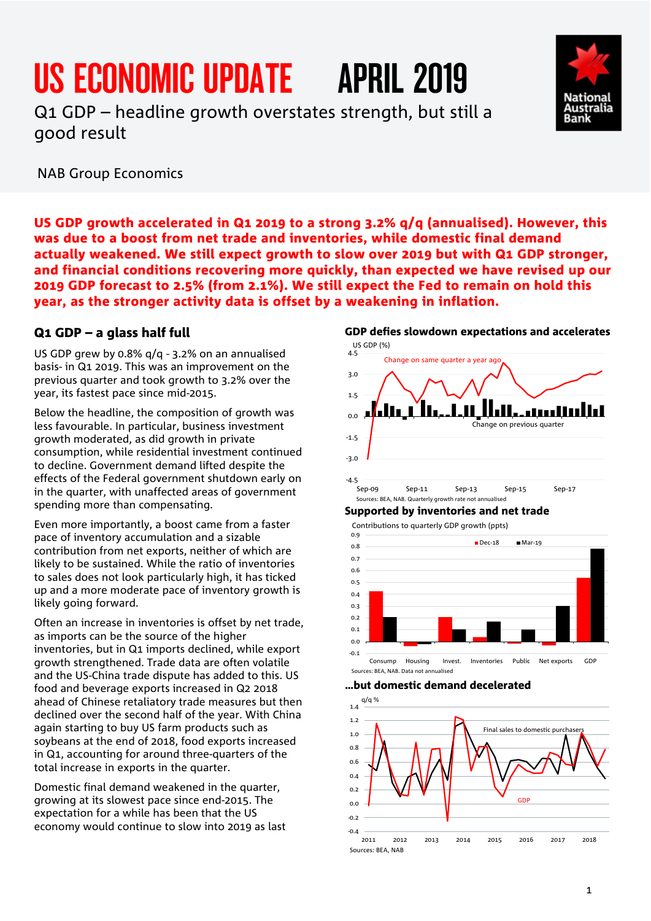# US ECONOMIC UPDATE APRIL 2019

Q1 GDP – headline growth overstates strength, but still a good result

NAB Group Economics

**US GDP growth accelerated in Q1 2019 to a strong 3.2% q/q (annualised). However, this was due to a boost from net trade and inventories, while domestic final demand actually weakened. We still expect growth to slow over 2019 but with Q1 GDP stronger, and financial conditions recovering more quickly, than expected we have revised up our 2019 GDP forecast to 2.5% (from 2.1%). We still expect the Fed to remain on hold this year, as the stronger activity data is offset by a weakening in inflation.**

## Q1 GDP – a glass half full

US GDP grew by 0.8% q/q - 3.2% on an annualised basis- in Q1 2019. This was an improvement on the previous quarter and took growth to 3.2% over the year, its fastest pace since mid-2015.

Below the headline, the composition of growth was less favourable. In particular, business investment growth moderated, as did growth in private consumption, while residential investment continued to decline. Government demand lifted despite the effects of the Federal government shutdown early on in the quarter, with unaffected areas of government spending more than compensating.

Even more importantly, a boost came from a faster pace of inventory accumulation and a sizable contribution from net exports, neither of which are likely to be sustained. While the ratio of inventories to sales does not look particularly high, it has ticked up and a more moderate pace of inventory growth is likely going forward.

Often an increase in inventories is offset by net trade, as imports can be the source of the higher inventories, but in Q1 imports declined, while export growth strengthened. Trade data are often volatile and the US-China trade dispute has added to this. US food and beverage exports increased in Q2 2018 ahead of Chinese retaliatory trade measures but then declined over the second half of the year. With China again starting to buy US farm products such as soybeans at the end of 2018, food exports increased in Q1, accounting for around three-quarters of the total increase in exports in the quarter.

Domestic final demand weakened in the quarter, growing at its slowest pace since end-2015. The expectation for a while has been that the US economy would continue to slow into 2019 as last

**GDP defies slowdown expectations and accelerates**

Sources: BEA, NAB. Quarterly growth rate not annualised

**Supported by inventories and net trade**

Sources: BEA, NAB. Data not annualised

**...but domestic demand decelerated**

Sources: BEA, NAB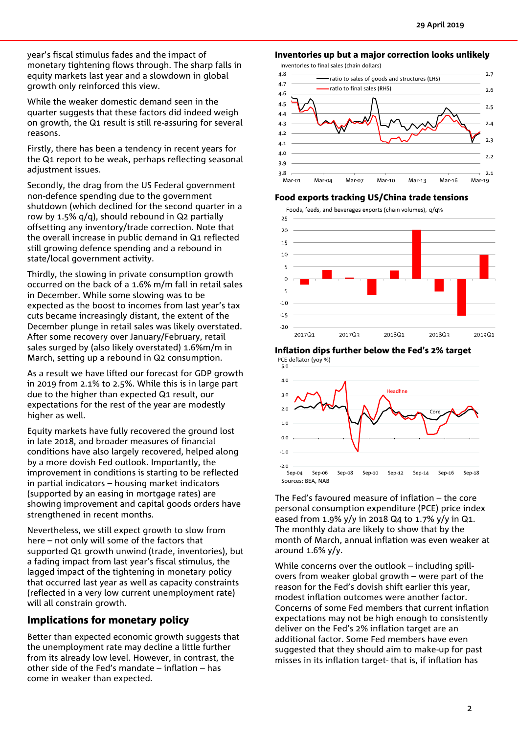year's fiscal stimulus fades and the impact of monetary tightening flows through. The sharp falls in equity markets last year and a slowdown in global growth only reinforced this view.

While the weaker domestic demand seen in the quarter suggests that these factors did indeed weigh on growth, the Q1 result is still re-assuring for several reasons.

Firstly, there has been a tendency in recent years for the Q1 report to be weak, perhaps reflecting seasonal adjustment issues.

Secondly, the drag from the US Federal government non-defence spending due to the government shutdown (which declined for the second quarter in a row by 1.5% q/q), should rebound in Q2 partially offsetting any inventory/trade correction. Note that the overall increase in public demand in Q1 reflected still growing defence spending and a rebound in state/local government activity.

Thirdly, the slowing in private consumption growth occurred on the back of a 1.6% m/m fall in retail sales in December. While some slowing was to be expected as the boost to incomes from last year's tax cuts became increasingly distant, the extent of the December plunge in retail sales was likely overstated. After some recovery over January/February, retail sales surged by (also likely overstated) 1.6%m/m in March, setting up a rebound in Q2 consumption.

As a result we have lifted our forecast for GDP growth in 2019 from 2.1% to 2.5%. While this is in large part due to the higher than expected Q1 result, our expectations for the rest of the year are modestly higher as well.

Equity markets have fully recovered the ground lost in late 2018, and broader measures of financial conditions have also largely recovered, helped along by a more dovish Fed outlook. Importantly, the improvement in conditions is starting to be reflected in partial indicators – housing market indicators (supported by an easing in mortgage rates) are showing improvement and capital goods orders have strengthened in recent months.

Nevertheless, we still expect growth to slow from here – not only will some of the factors that supported Q1 growth unwind (trade, inventories), but a fading impact from last year's fiscal stimulus, the lagged impact of the tightening in monetary policy that occurred last year as well as capacity constraints (reflected in a very low current unemployment rate) will all constrain growth.

## Implications for monetary policy

Better than expected economic growth suggests that the unemployment rate may decline a little further from its already low level. However, in contrast, the other side of the Fed's mandate – inflation – has come in weaker than expected.

**Inventories up but a major correction looks unlikely**

**Food exports tracking US/China trade tensions**

**Inflation dips further below the Fed's 2% target**

Sources: BEA, NAB

The Fed's favoured measure of inflation – the core personal consumption expenditure (PCE) price index eased from 1.9% y/y in 2018 Q4 to 1.7% y/y in Q1. The monthly data are likely to show that by the month of March, annual inflation was even weaker at around 1.6% y/y.

While concerns over the outlook – including spill-overs from weaker global growth – were part of the reason for the Fed's dovish shift earlier this year, modest inflation outcomes were another factor. Concerns of some Fed members that current inflation expectations may not be high enough to consistently deliver on the Fed's 2% inflation target are an additional factor. Some Fed members have even suggested that they should aim to make-up for past misses in its inflation target- that is, if inflation has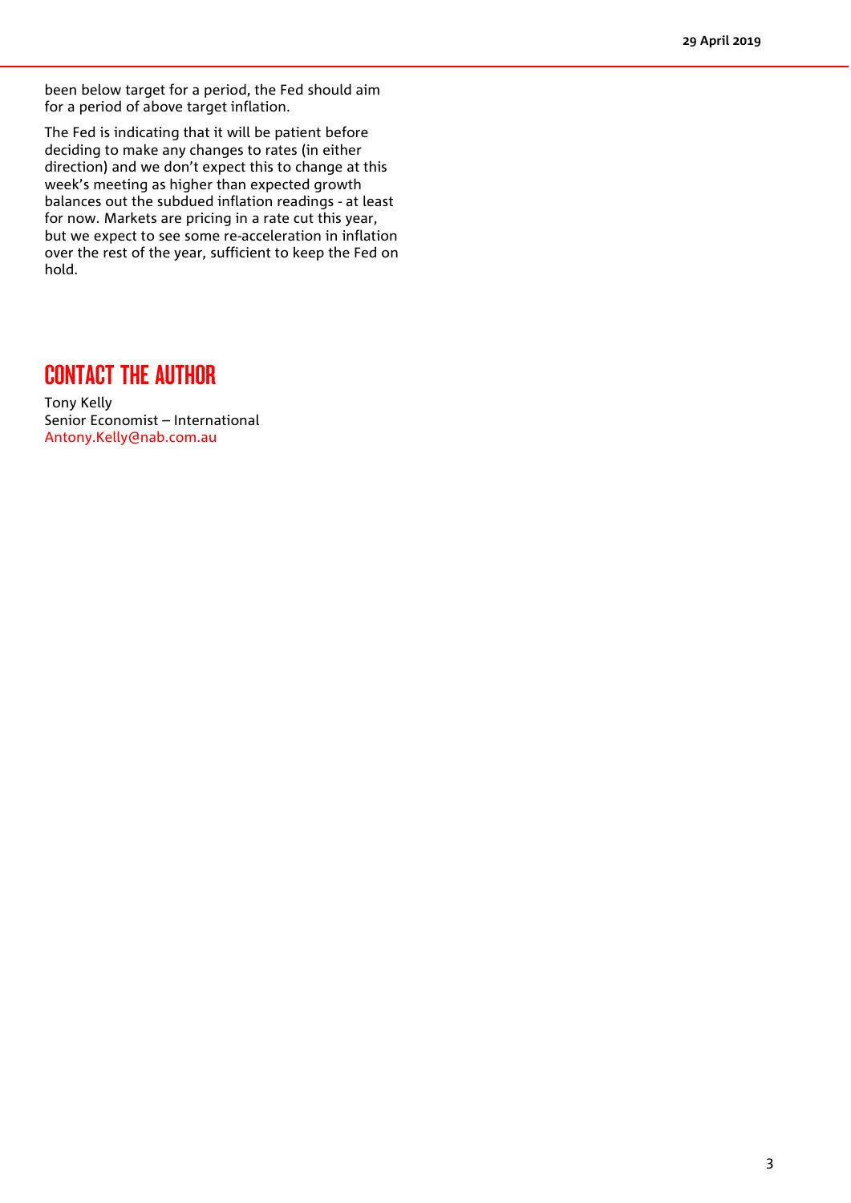been below target for a period, the Fed should aim for a period of above target inflation.

The Fed is indicating that it will be patient before deciding to make any changes to rates (in either direction) and we don't expect this to change at this week's meeting as higher than expected growth balances out the subdued inflation readings - at least for now. Markets are pricing in a rate cut this year, but we expect to see some re-acceleration in inflation over the rest of the year, sufficient to keep the Fed on hold.

## CONTACT THE AUTHOR

Tony Kelly
Senior Economist – International
Antony.Kelly@nab.com.au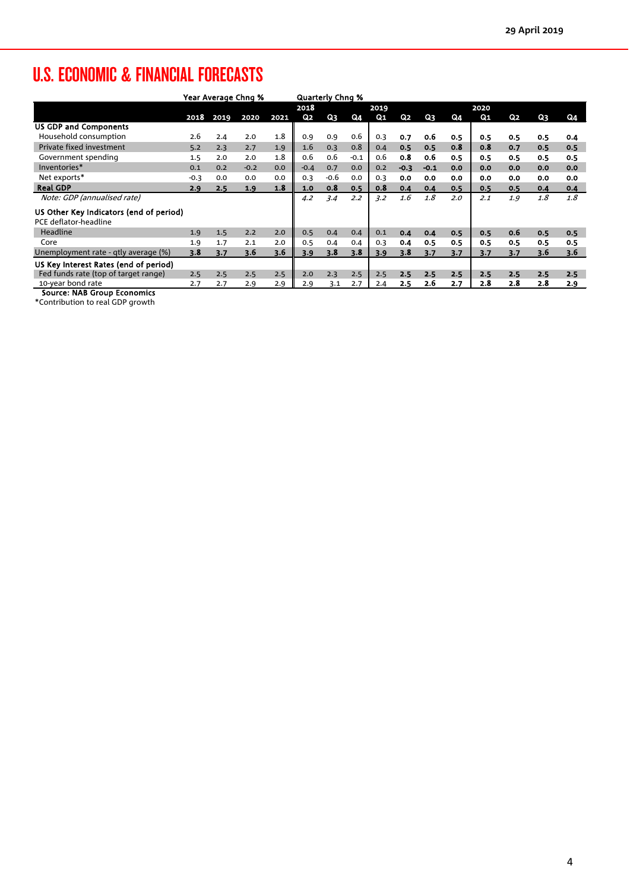# U.S. ECONOMIC & FINANCIAL FORECASTS

| | Year Average Chng % | | | | Quarterly Chng % | | | | | | | | | |
|---|---|---|---|---|---|---|---|---|---|---|---|---|---|---|
| | | | | | 2018 | | | 2019 | | | | 2020 | | | |
| | 2018 | 2019 | 2020 | 2021 | Q2 | Q3 | Q4 | Q1 | Q2 | Q3 | Q4 | Q1 | Q2 | Q3 | Q4 |
| **US GDP and Components** | | | | | | | | | | | | | | | |
| Household consumption | 2.6 | 2.4 | 2.0 | 1.8 | 0.9 | 0.9 | 0.6 | 0.3 | 0.7 | 0.6 | 0.5 | 0.5 | 0.5 | 0.5 | 0.4 |
| Private fixed investment | 5.2 | 2.3 | 2.7 | 1.9 | 1.6 | 0.3 | 0.8 | 0.4 | 0.5 | 0.5 | 0.8 | 0.8 | 0.7 | 0.5 | 0.5 |
| Government spending | 1.5 | 2.0 | 2.0 | 1.8 | 0.6 | 0.6 | -0.1 | 0.6 | 0.8 | 0.6 | 0.5 | 0.5 | 0.5 | 0.5 | 0.5 |
| Inventories* | 0.1 | 0.2 | -0.2 | 0.0 | -0.4 | 0.7 | 0.0 | 0.2 | -0.3 | -0.1 | 0.0 | 0.0 | 0.0 | 0.0 | 0.0 |
| Net exports* | -0.3 | 0.0 | 0.0 | 0.0 | 0.3 | -0.6 | 0.0 | 0.3 | 0.0 | 0.0 | 0.0 | 0.0 | 0.0 | 0.0 | 0.0 |
| **Real GDP** | **2.9** | **2.5** | **1.9** | **1.8** | **1.0** | **0.8** | **0.5** | **0.8** | **0.4** | **0.4** | **0.5** | **0.5** | **0.5** | **0.4** | **0.4** |
| *Note: GDP (annualised rate)* | | | | | *4.2* | *3.4* | *2.2* | *3.2* | *1.6* | *1.8* | *2.0* | *2.1* | *1.9* | *1.8* | *1.8* |
| **US Other Key Indicators (end of period)** | | | | | | | | | | | | | | | |
| PCE deflator-headline | | | | | | | | | | | | | | | |
| Headline | 1.9 | 1.5 | 2.2 | 2.0 | 0.5 | 0.4 | 0.4 | 0.1 | 0.4 | 0.4 | 0.5 | 0.5 | 0.6 | 0.5 | 0.5 |
| Core | 1.9 | 1.7 | 2.1 | 2.0 | 0.5 | 0.4 | 0.4 | 0.3 | 0.4 | 0.5 | 0.5 | 0.5 | 0.5 | 0.5 | 0.5 |
| Unemployment rate - qtly average (%) | 3.8 | 3.7 | 3.6 | 3.6 | 3.9 | 3.8 | 3.8 | 3.9 | 3.8 | 3.7 | 3.7 | 3.7 | 3.7 | 3.6 | 3.6 |
| **US Key Interest Rates (end of period)** | | | | | | | | | | | | | | | |
| Fed funds rate (top of target range) | 2.5 | 2.5 | 2.5 | 2.5 | 2.0 | 2.3 | 2.5 | 2.5 | 2.5 | 2.5 | 2.5 | 2.5 | 2.5 | 2.5 | 2.5 |
| 10-year bond rate | 2.7 | 2.7 | 2.9 | 2.9 | 2.9 | 3.1 | 2.7 | 2.4 | 2.5 | 2.6 | 2.7 | 2.8 | 2.8 | 2.8 | 2.9 |

**Source: NAB Group Economics**

*Contribution to real GDP growth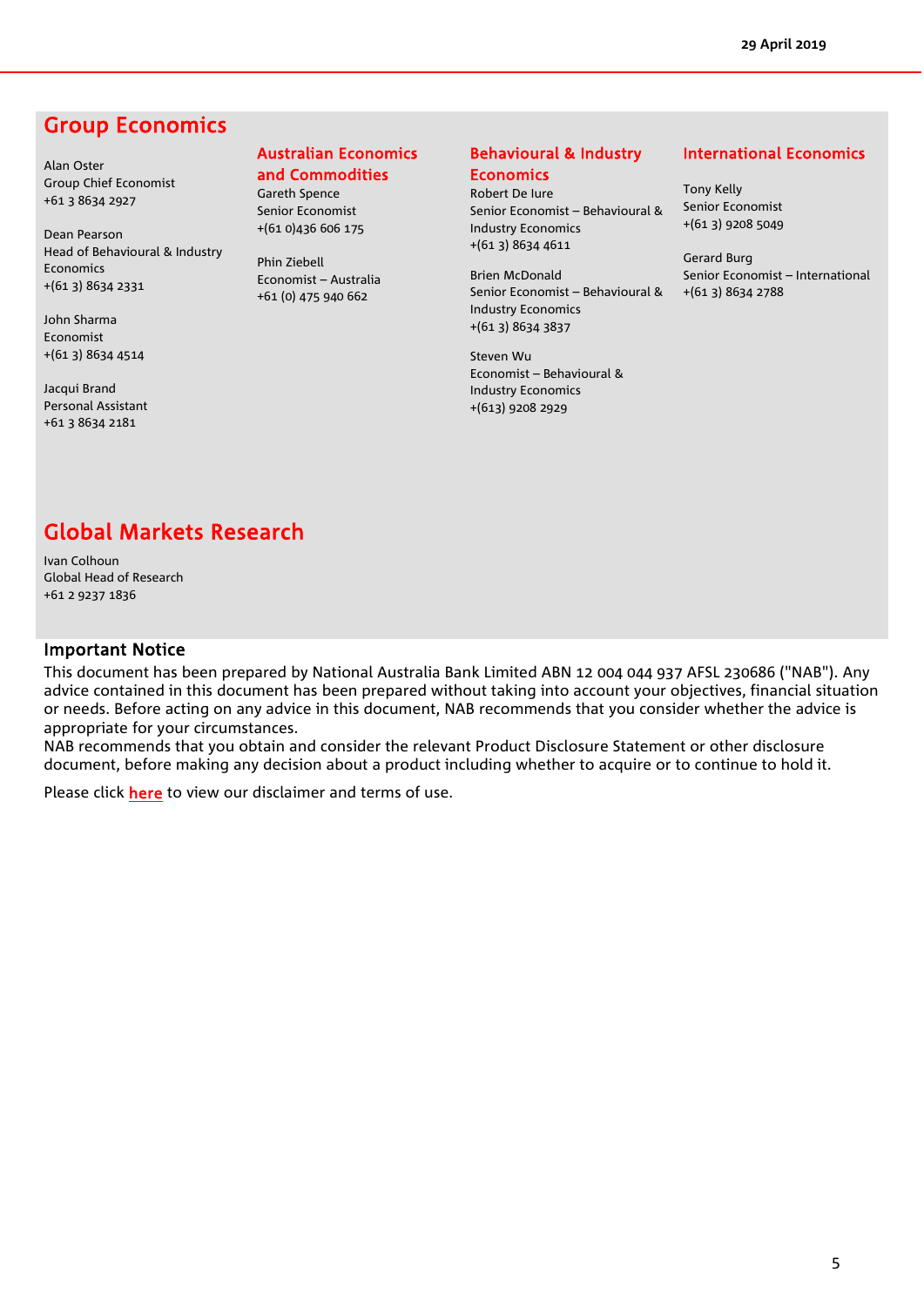# Group Economics

Alan Oster
Group Chief Economist
+61 3 8634 2927

Dean Pearson
Head of Behavioural & Industry Economics
+(61 3) 8634 2331

John Sharma
Economist
+(61 3) 8634 4514

Jacqui Brand
Personal Assistant
+61 3 8634 2181

## Australian Economics and Commodities

Gareth Spence
Senior Economist
+(61 0)436 606 175

Phin Ziebell
Economist – Australia
+61 (0) 475 940 662

## Behavioural & Industry Economics

Robert De Iure
Senior Economist – Behavioural & Industry Economics
+(61 3) 8634 4611

Brien McDonald
Senior Economist – Behavioural & Industry Economics
+(61 3) 8634 3837

Steven Wu
Economist – Behavioural & Industry Economics
+(613) 9208 2929

## International Economics

Tony Kelly
Senior Economist
+(61 3) 9208 5049

Gerard Burg
Senior Economist – International
+(61 3) 8634 2788

# Global Markets Research

Ivan Colhoun
Global Head of Research
+61 2 9237 1836

### Important Notice

This document has been prepared by National Australia Bank Limited ABN 12 004 044 937 AFSL 230686 ("NAB"). Any advice contained in this document has been prepared without taking into account your objectives, financial situation or needs. Before acting on any advice in this document, NAB recommends that you consider whether the advice is appropriate for your circumstances.
NAB recommends that you obtain and consider the relevant Product Disclosure Statement or other disclosure document, before making any decision about a product including whether to acquire or to continue to hold it.

Please click **here** to view our disclaimer and terms of use.